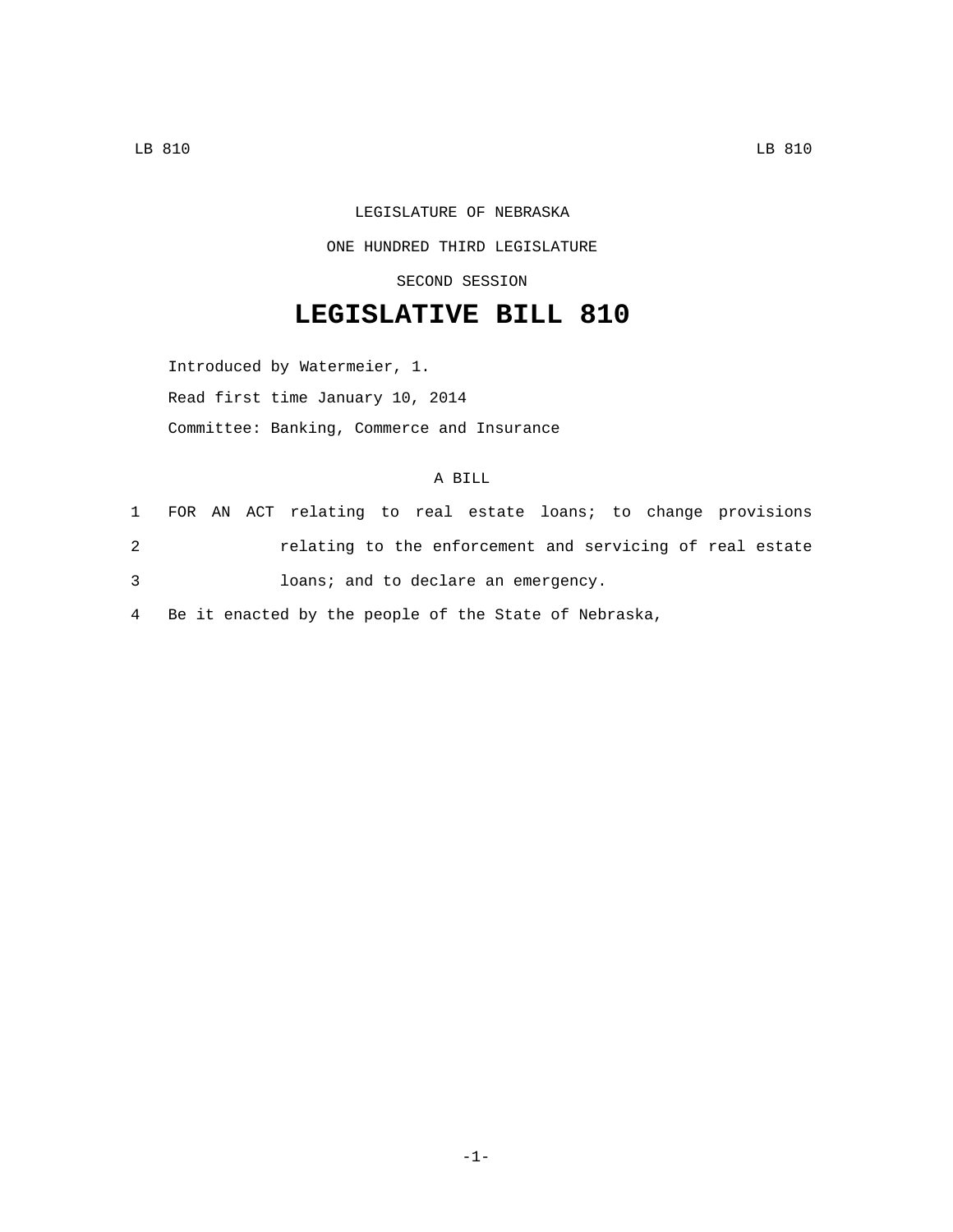LEGISLATURE OF NEBRASKA

ONE HUNDRED THIRD LEGISLATURE

SECOND SESSION

# LEGISLATIVE BILL 810

Introduced by Watermeier, 1.

Read first time January 10, 2014

Committee: Banking, Commerce and Insurance

A BILL

1 FOR AN ACT relating to real estate loans; to change provisions
2 relating to the enforcement and servicing of real estate
3 loans; and to declare an emergency.
4 Be it enacted by the people of the State of Nebraska,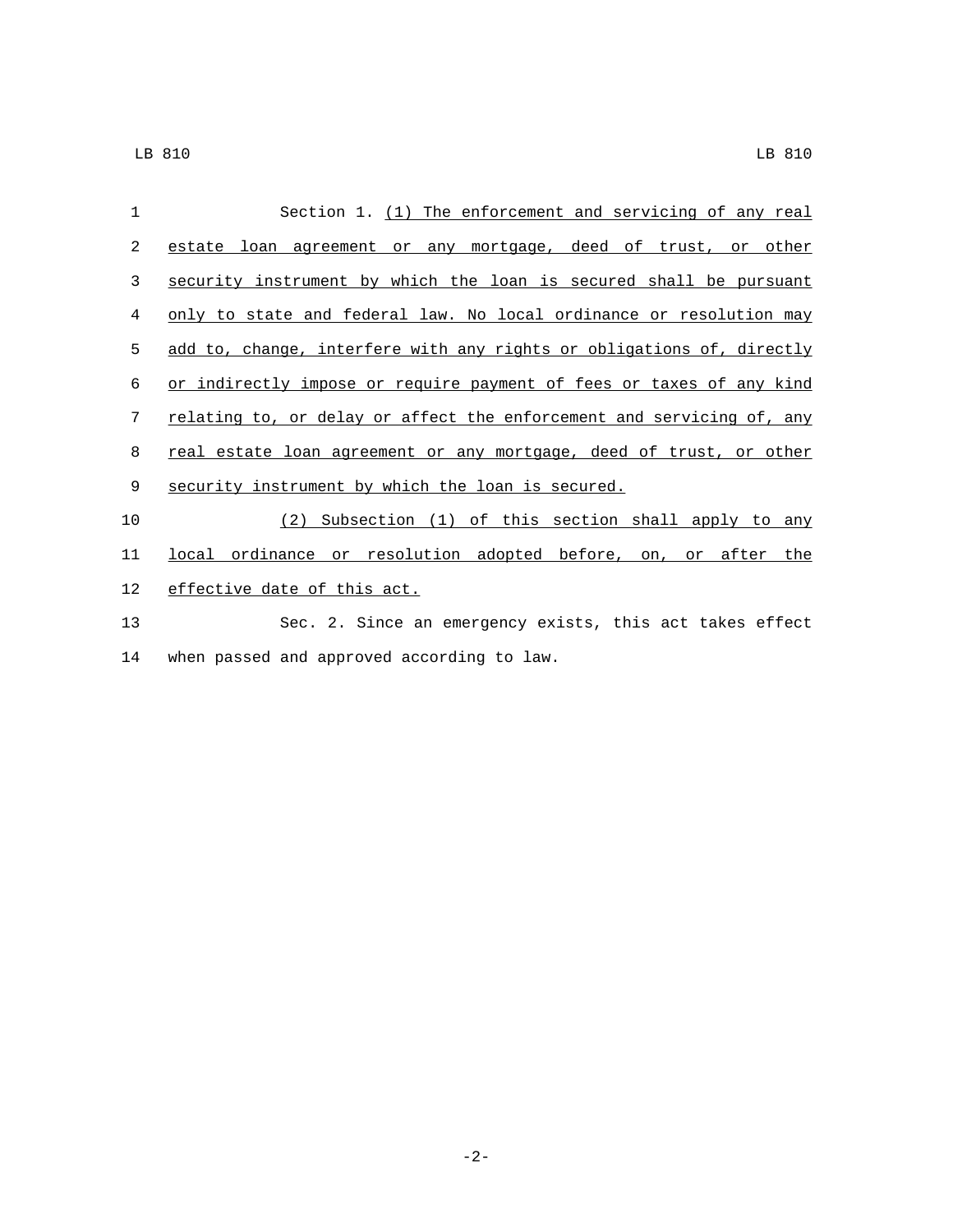Section 1. (1) The enforcement and servicing of any real estate loan agreement or any mortgage, deed of trust, or other security instrument by which the loan is secured shall be pursuant only to state and federal law. No local ordinance or resolution may add to, change, interfere with any rights or obligations of, directly or indirectly impose or require payment of fees or taxes of any kind relating to, or delay or affect the enforcement and servicing of, any real estate loan agreement or any mortgage, deed of trust, or other security instrument by which the loan is secured.

(2) Subsection (1) of this section shall apply to any local ordinance or resolution adopted before, on, or after the effective date of this act.

Sec. 2. Since an emergency exists, this act takes effect when passed and approved according to law.